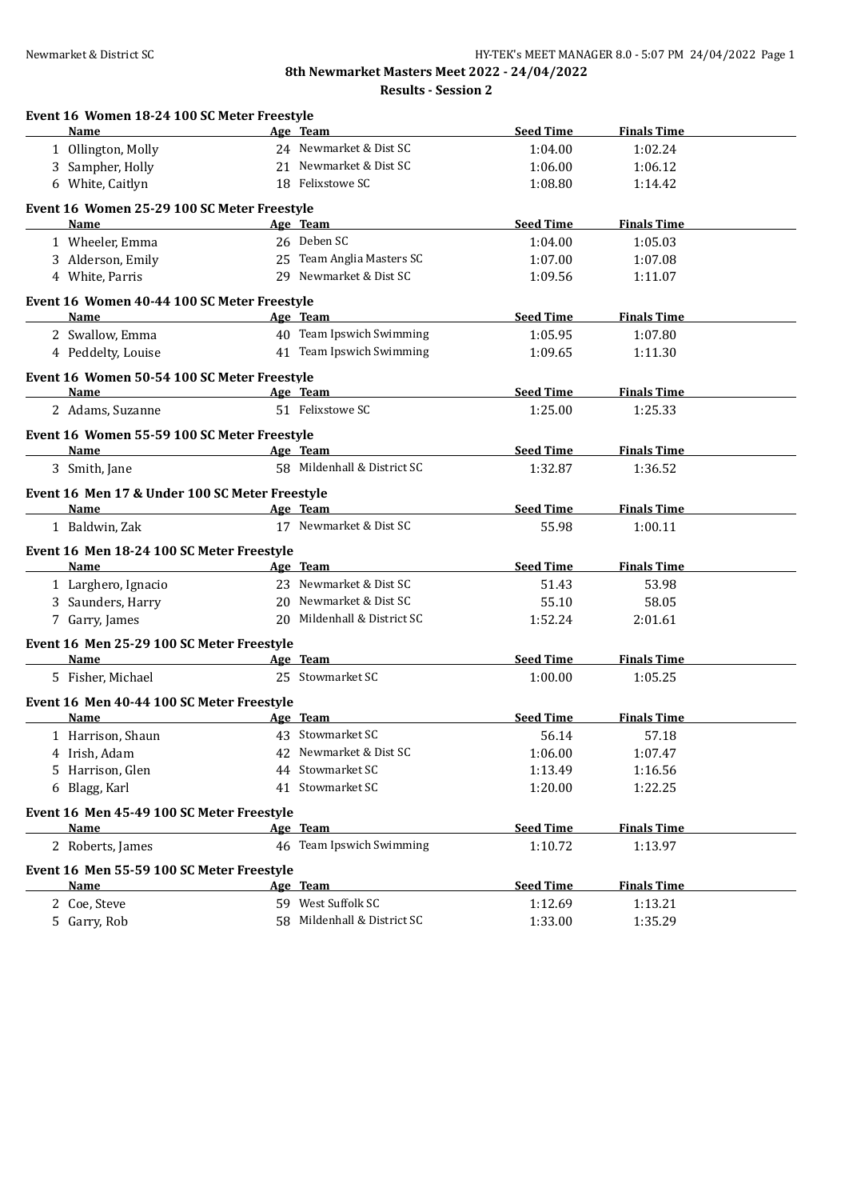# 8th Newmarket Masters Meet 2022 - 24/04/2022

## Results - Session 2

### Event 16 Women 18-24 100 SC Meter Freestyle

| | Name | Age | Team | Seed Time | Finals Time |
|---|---|---|---|---|---|
| 1 | Ollington, Molly | 24 | Newmarket & Dist SC | 1:04.00 | 1:02.24 |
| 3 | Sampher, Holly | 21 | Newmarket & Dist SC | 1:06.00 | 1:06.12 |
| 6 | White, Caitlyn | 18 | Felixstowe SC | 1:08.80 | 1:14.42 |

### Event 16 Women 25-29 100 SC Meter Freestyle

| | Name | Age | Team | Seed Time | Finals Time |
|---|---|---|---|---|---|
| 1 | Wheeler, Emma | 26 | Deben SC | 1:04.00 | 1:05.03 |
| 3 | Alderson, Emily | 25 | Team Anglia Masters SC | 1:07.00 | 1:07.08 |
| 4 | White, Parris | 29 | Newmarket & Dist SC | 1:09.56 | 1:11.07 |

### Event 16 Women 40-44 100 SC Meter Freestyle

| | Name | Age | Team | Seed Time | Finals Time |
|---|---|---|---|---|---|
| 2 | Swallow, Emma | 40 | Team Ipswich Swimming | 1:05.95 | 1:07.80 |
| 4 | Peddelty, Louise | 41 | Team Ipswich Swimming | 1:09.65 | 1:11.30 |

### Event 16 Women 50-54 100 SC Meter Freestyle

| | Name | Age | Team | Seed Time | Finals Time |
|---|---|---|---|---|---|
| 2 | Adams, Suzanne | 51 | Felixstowe SC | 1:25.00 | 1:25.33 |

### Event 16 Women 55-59 100 SC Meter Freestyle

| | Name | Age | Team | Seed Time | Finals Time |
|---|---|---|---|---|---|
| 3 | Smith, Jane | 58 | Mildenhall & District SC | 1:32.87 | 1:36.52 |

### Event 16 Men 17 & Under 100 SC Meter Freestyle

| | Name | Age | Team | Seed Time | Finals Time |
|---|---|---|---|---|---|
| 1 | Baldwin, Zak | 17 | Newmarket & Dist SC | 55.98 | 1:00.11 |

### Event 16 Men 18-24 100 SC Meter Freestyle

| | Name | Age | Team | Seed Time | Finals Time |
|---|---|---|---|---|---|
| 1 | Larghero, Ignacio | 23 | Newmarket & Dist SC | 51.43 | 53.98 |
| 3 | Saunders, Harry | 20 | Newmarket & Dist SC | 55.10 | 58.05 |
| 7 | Garry, James | 20 | Mildenhall & District SC | 1:52.24 | 2:01.61 |

### Event 16 Men 25-29 100 SC Meter Freestyle

| | Name | Age | Team | Seed Time | Finals Time |
|---|---|---|---|---|---|
| 5 | Fisher, Michael | 25 | Stowmarket SC | 1:00.00 | 1:05.25 |

### Event 16 Men 40-44 100 SC Meter Freestyle

| | Name | Age | Team | Seed Time | Finals Time |
|---|---|---|---|---|---|
| 1 | Harrison, Shaun | 43 | Stowmarket SC | 56.14 | 57.18 |
| 4 | Irish, Adam | 42 | Newmarket & Dist SC | 1:06.00 | 1:07.47 |
| 5 | Harrison, Glen | 44 | Stowmarket SC | 1:13.49 | 1:16.56 |
| 6 | Blagg, Karl | 41 | Stowmarket SC | 1:20.00 | 1:22.25 |

### Event 16 Men 45-49 100 SC Meter Freestyle

| | Name | Age | Team | Seed Time | Finals Time |
|---|---|---|---|---|---|
| 2 | Roberts, James | 46 | Team Ipswich Swimming | 1:10.72 | 1:13.97 |

### Event 16 Men 55-59 100 SC Meter Freestyle

| | Name | Age | Team | Seed Time | Finals Time |
|---|---|---|---|---|---|
| 2 | Coe, Steve | 59 | West Suffolk SC | 1:12.69 | 1:13.21 |
| 5 | Garry, Rob | 58 | Mildenhall & District SC | 1:33.00 | 1:35.29 |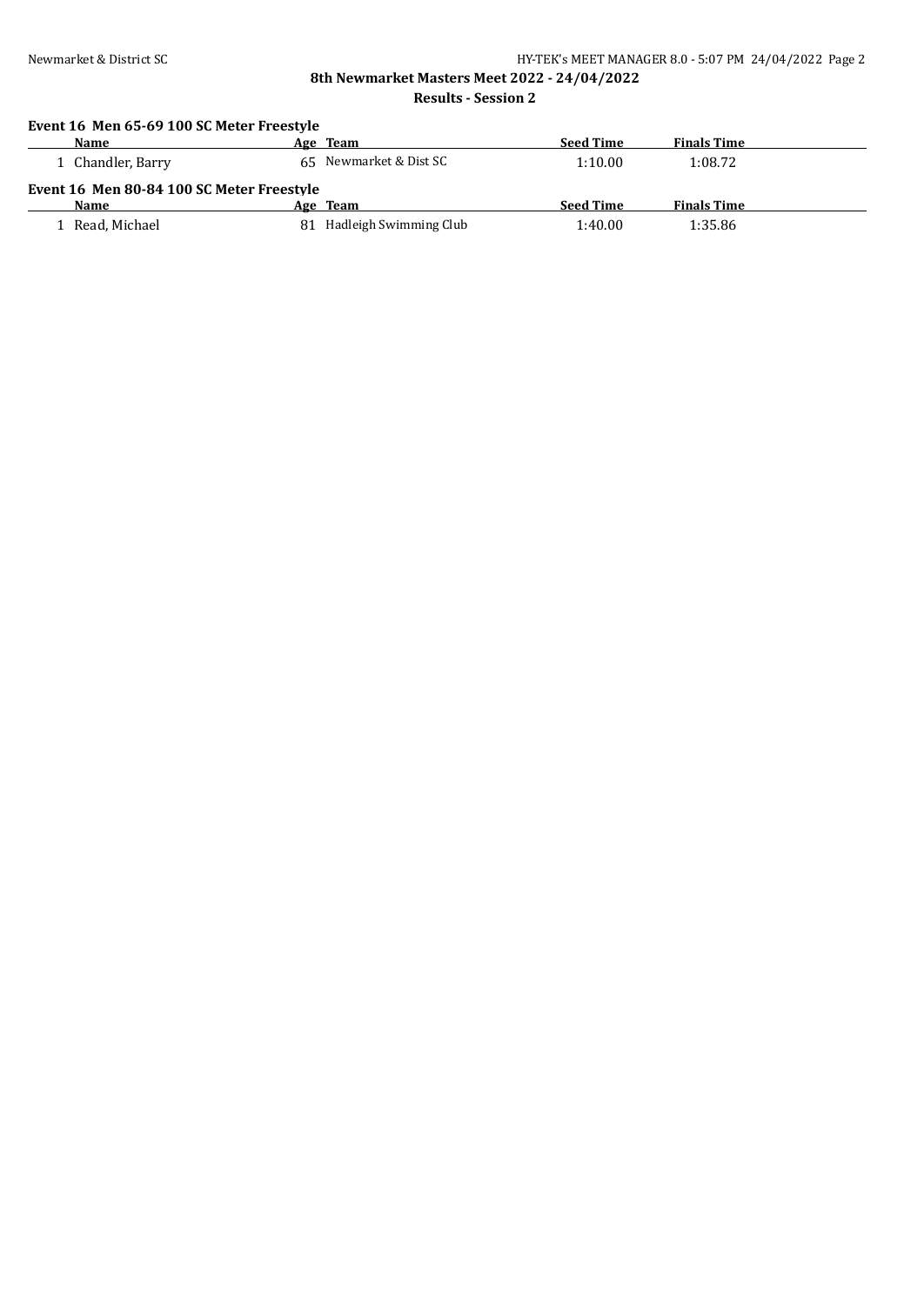### Event 16 Men 65-69 100 SC Meter Freestyle

| | Name | Age | Team | Seed Time | Finals Time |
|---|---|---|---|---|---|
| 1 | Chandler, Barry | 65 | Newmarket & Dist SC | 1:10.00 | 1:08.72 |

### Event 16 Men 80-84 100 SC Meter Freestyle

| | Name | Age | Team | Seed Time | Finals Time |
|---|---|---|---|---|---|
| 1 | Read, Michael | 81 | Hadleigh Swimming Club | 1:40.00 | 1:35.86 |